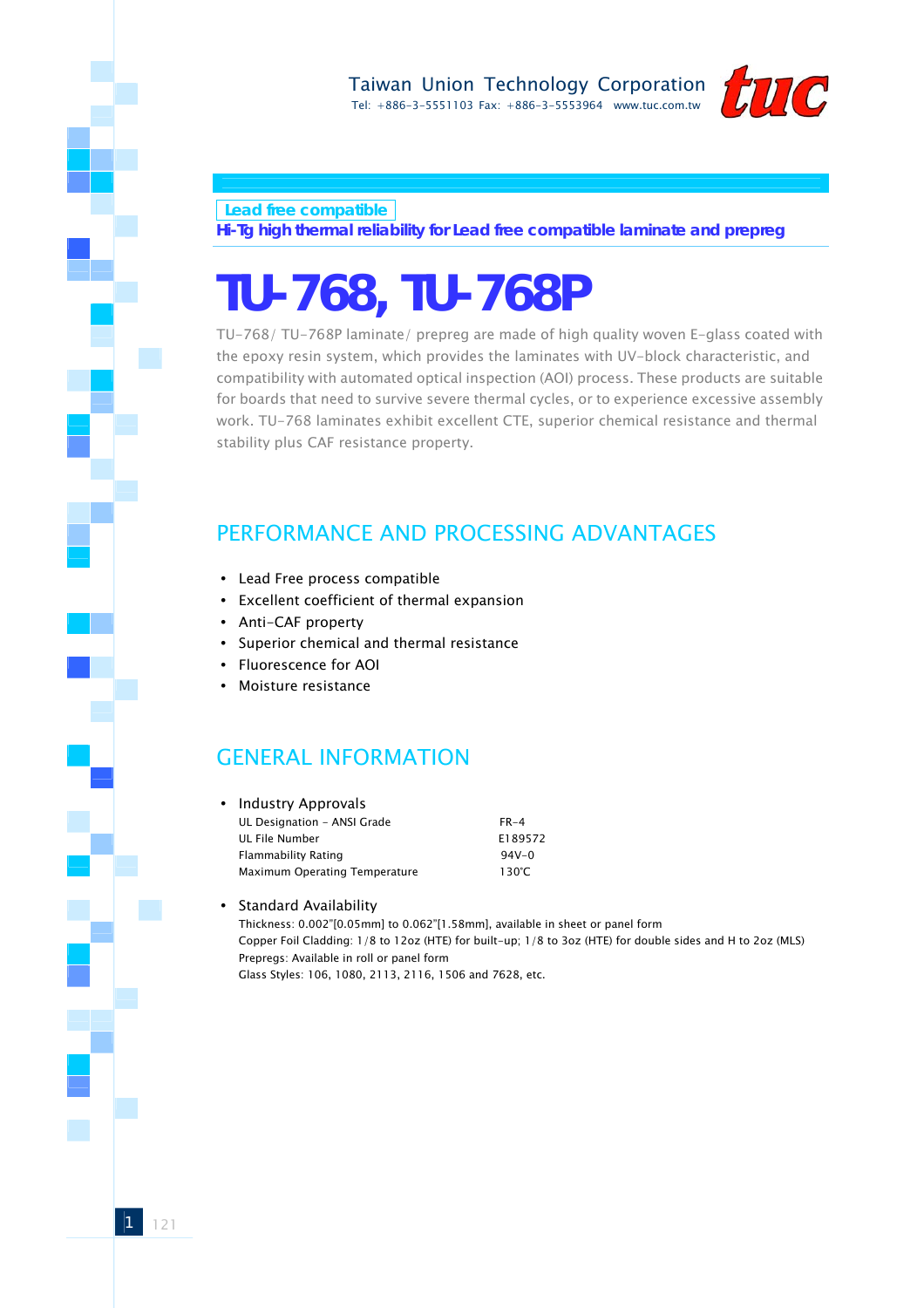Taiwan Union Technology Corporation
Tel: +886-3-5551103 Fax: +886-3-5553964 www.tuc.com.tw

Lead free compatible

**Hi-Tg high thermal reliability for Lead free compatible laminate and prepreg**

# TU-768, TU-768P

TU-768/ TU-768P laminate/ prepreg are made of high quality woven E-glass coated with the epoxy resin system, which provides the laminates with UV-block characteristic, and compatibility with automated optical inspection (AOI) process. These products are suitable for boards that need to survive severe thermal cycles, or to experience excessive assembly work. TU-768 laminates exhibit excellent CTE, superior chemical resistance and thermal stability plus CAF resistance property.

## PERFORMANCE AND PROCESSING ADVANTAGES

- Lead Free process compatible
- Excellent coefficient of thermal expansion
- Anti-CAF property
- Superior chemical and thermal resistance
- Fluorescence for AOI
- Moisture resistance

## GENERAL INFORMATION

- Industry Approvals

| | |
|---|---|
| UL Designation - ANSI Grade | FR-4 |
| UL File Number | E189572 |
| Flammability Rating | 94V-0 |
| Maximum Operating Temperature | 130℃ |

- Standard Availability

  Thickness: 0.002"[0.05mm] to 0.062"[1.58mm], available in sheet or panel form
  Copper Foil Cladding: 1/8 to 12oz (HTE) for built-up; 1/8 to 3oz (HTE) for double sides and H to 2oz (MLS)
  Prepregs: Available in roll or panel form
  Glass Styles: 106, 1080, 2113, 2116, 1506 and 7628, etc.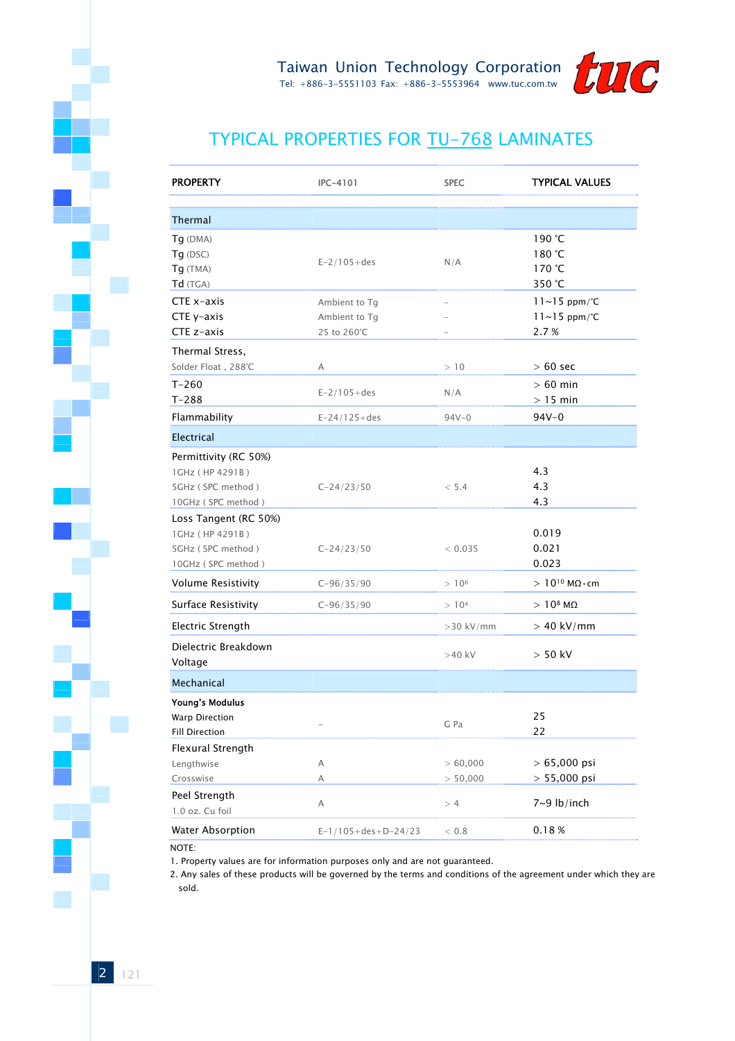Taiwan Union Technology Corporation
Tel: +886-3-5551103 Fax: +886-3-5553964 www.tuc.com.tw

# TYPICAL PROPERTIES FOR TU-768 LAMINATES

| PROPERTY | IPC-4101 | SPEC | TYPICAL VALUES |
|---|---|---|---|
| **Thermal** | | | |
| Tg (DMA)<br>Tg (DSC)<br>Tg (TMA)<br>Td (TGA) | E-2/105+des | N/A | 190 ℃<br>180 ℃<br>170 ℃<br>350 ℃ |
| CTE x-axis | Ambient to Tg | - | 11~15 ppm/℃ |
| CTE y-axis | Ambient to Tg | - | 11~15 ppm/℃ |
| CTE z-axis | 25 to 260℃ | - | 2.7 % |
| Thermal Stress,<br>Solder Float , 288℃ | A | > 10 | > 60 sec |
| T-260<br>T-288 | E-2/105+des | N/A | > 60 min<br>> 15 min |
| Flammability | E-24/125+des | 94V-0 | 94V-0 |
| **Electrical** | | | |
| Permittivity (RC 50%)<br>1GHz ( HP 4291B )<br>5GHz ( SPC method )<br>10GHz ( SPC method ) | C-24/23/50 | < 5.4 | <br>4.3<br>4.3<br>4.3 |
| Loss Tangent (RC 50%)<br>1GHz ( HP 4291B )<br>5GHz ( SPC method )<br>10GHz ( SPC method ) | C-24/23/50 | < 0.035 | <br>0.019<br>0.021<br>0.023 |
| Volume Resistivity | C-96/35/90 | > $10^{6}$ | > $10^{10}$ MΩ·cm |
| Surface Resistivity | C-96/35/90 | > $10^{4}$ | > $10^{8}$ MΩ |
| Electric Strength | | >30 kV/mm | > 40 kV/mm |
| Dielectric Breakdown Voltage | | >40 kV | > 50 kV |
| **Mechanical** | | | |
| Young's Modulus<br>Warp Direction<br>Fill Direction | - | G Pa | <br>25<br>22 |
| Flexural Strength<br>Lengthwise<br>Crosswise | <br>A<br>A | <br>> 60,000<br>> 50,000 | <br>> 65,000 psi<br>> 55,000 psi |
| Peel Strength<br>1.0 oz. Cu foil | A | > 4 | 7~9 lb/inch |
| Water Absorption | E-1/105+des+D-24/23 | < 0.8 | 0.18 % |

NOTE:

1. Property values are for information purposes only and are not guaranteed.
2. Any sales of these products will be governed by the terms and conditions of the agreement under which they are sold.